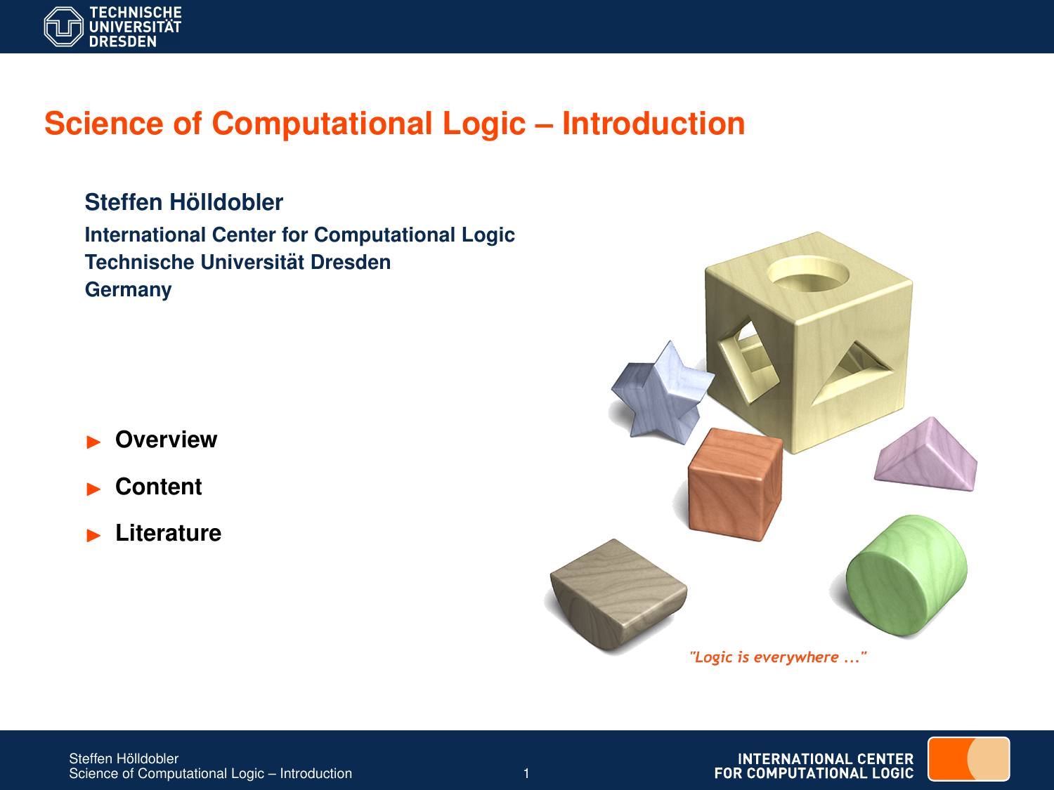# Science of Computational Logic – Introduction

**Steffen Hölldobler**

**International Center for Computational Logic**
**Technische Universität Dresden**
**Germany**

- **Overview**
- **Content**
- **Literature**

*"Logic is everywhere ..."*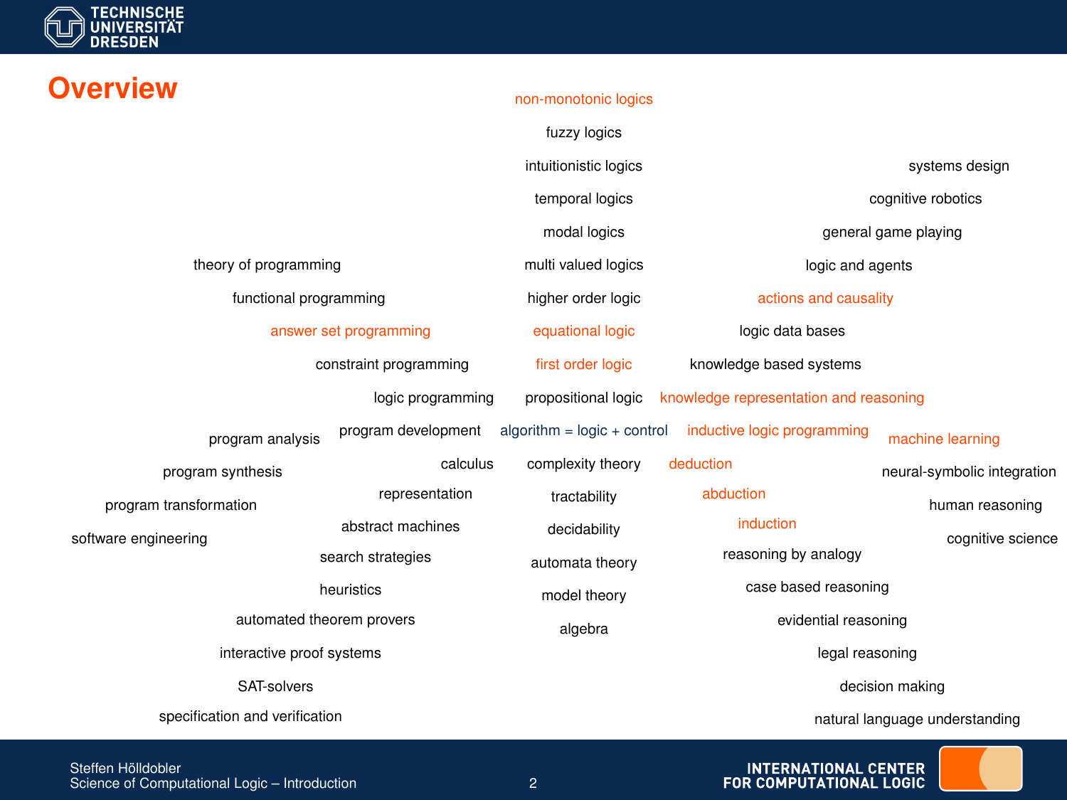# Overview

non-monotonic logics

fuzzy logics

intuitionistic logics

temporal logics

modal logics

multi valued logics

higher order logic

equational logic

first order logic

propositional logic

algorithm = logic + control

complexity theory

tractability

decidability

automata theory

model theory

algebra

theory of programming

functional programming

answer set programming

constraint programming

logic programming

program development

calculus

representation

abstract machines

search strategies

heuristics

automated theorem provers

interactive proof systems

SAT-solvers

specification and verification

program analysis

program synthesis

program transformation

software engineering

systems design

cognitive robotics

general game playing

logic and agents

actions and causality

logic data bases

knowledge based systems

knowledge representation and reasoning

inductive logic programming

deduction

abduction

induction

reasoning by analogy

case based reasoning

evidential reasoning

legal reasoning

decision making

natural language understanding

machine learning

neural-symbolic integration

human reasoning

cognitive science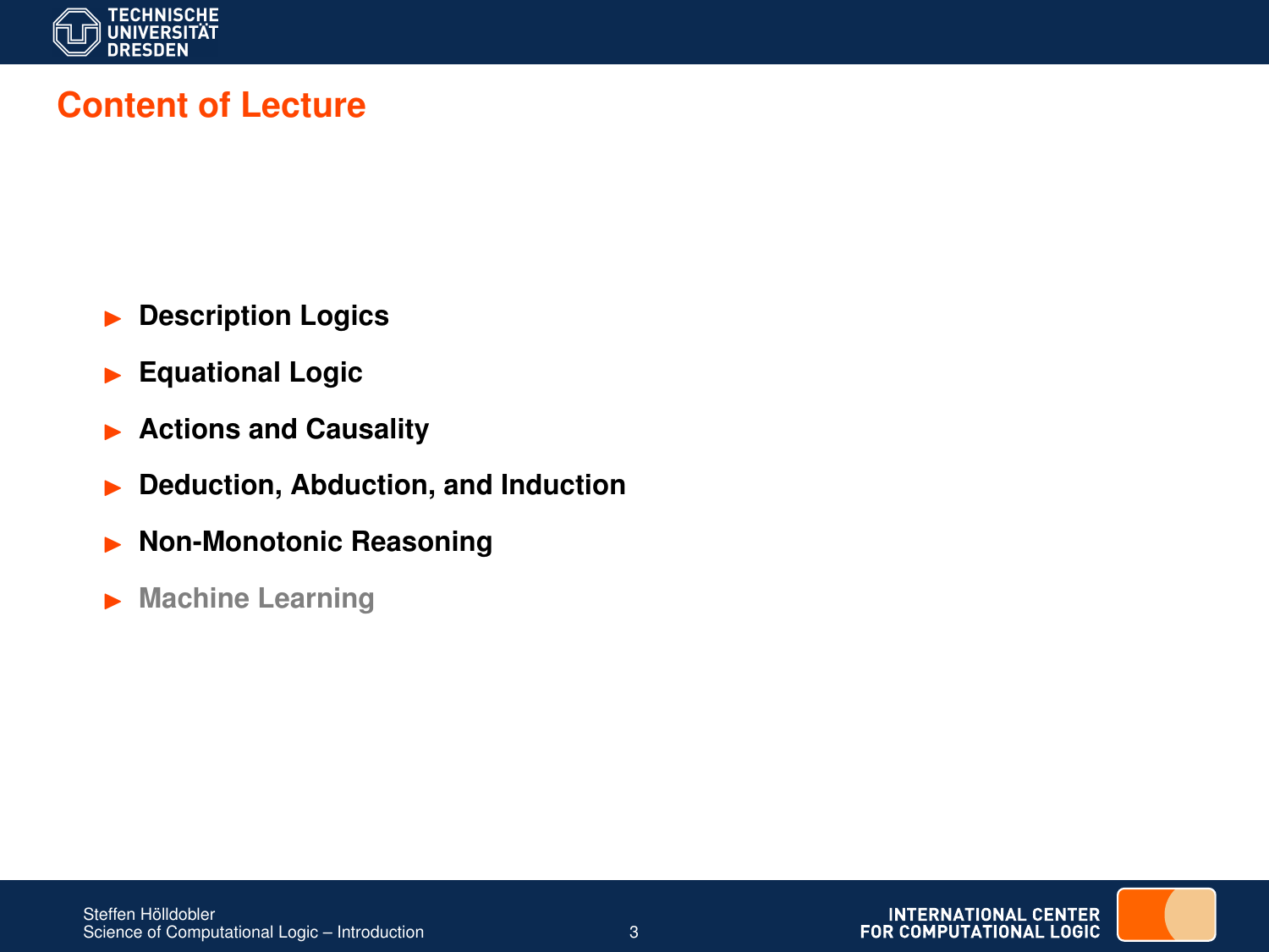## Content of Lecture

- **Description Logics**
- **Equational Logic**
- **Actions and Causality**
- **Deduction, Abduction, and Induction**
- **Non-Monotonic Reasoning**
- **Machine Learning**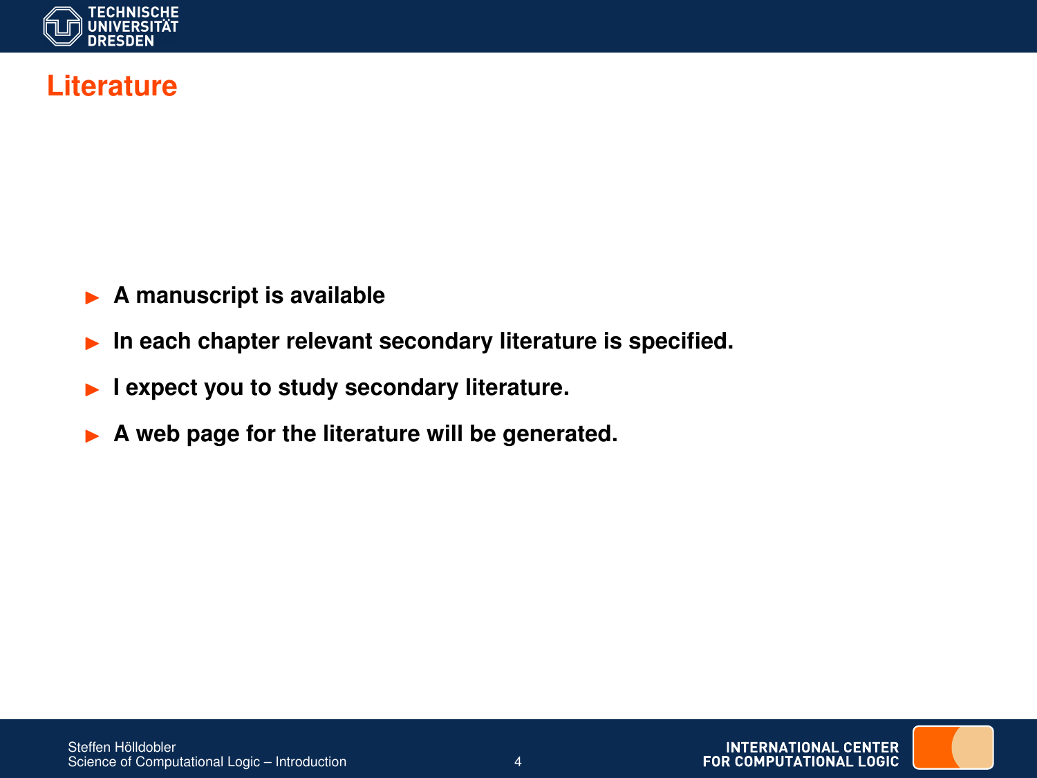# Literature

- **A manuscript is available**
- **In each chapter relevant secondary literature is specified.**
- **I expect you to study secondary literature.**
- **A web page for the literature will be generated.**